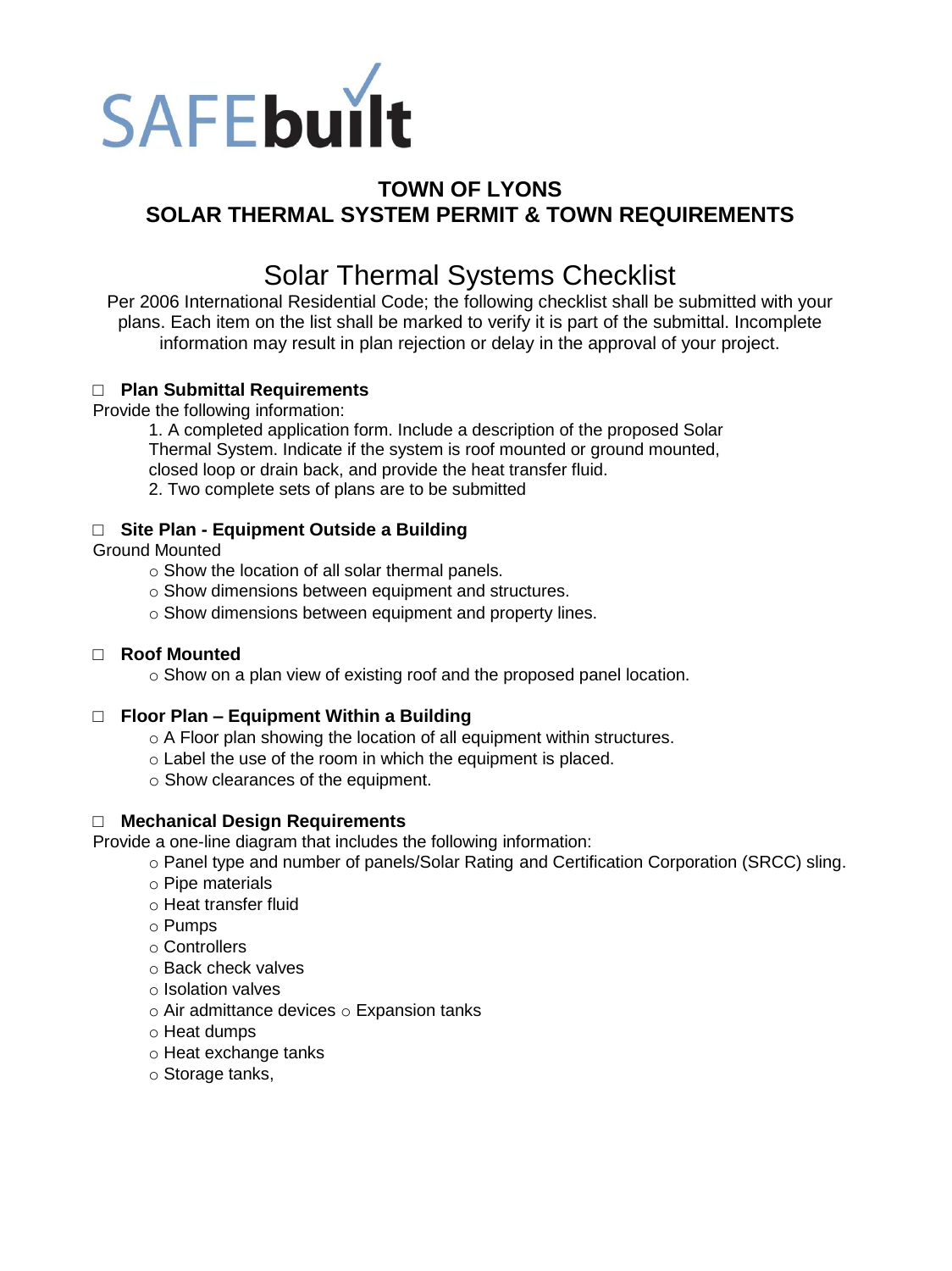SAFEbuilt

# TOWN OF LYONS
# SOLAR THERMAL SYSTEM PERMIT & TOWN REQUIREMENTS

## Solar Thermal Systems Checklist

Per 2006 International Residential Code; the following checklist shall be submitted with your plans. Each item on the list shall be marked to verify it is part of the submittal. Incomplete information may result in plan rejection or delay in the approval of your project.

### □ Plan Submittal Requirements

Provide the following information:

1. A completed application form. Include a description of the proposed Solar Thermal System. Indicate if the system is roof mounted or ground mounted, closed loop or drain back, and provide the heat transfer fluid.
2. Two complete sets of plans are to be submitted

### □ Site Plan - Equipment Outside a Building

Ground Mounted

- Show the location of all solar thermal panels.
- Show dimensions between equipment and structures.
- Show dimensions between equipment and property lines.

### □ Roof Mounted

- Show on a plan view of existing roof and the proposed panel location.

### □ Floor Plan – Equipment Within a Building

- A Floor plan showing the location of all equipment within structures.
- Label the use of the room in which the equipment is placed.
- Show clearances of the equipment.

### □ Mechanical Design Requirements

Provide a one-line diagram that includes the following information:

- Panel type and number of panels/Solar Rating and Certification Corporation (SRCC) sling.
- Pipe materials
- Heat transfer fluid
- Pumps
- Controllers
- Back check valves
- Isolation valves
- Air admittance devices ○ Expansion tanks
- Heat dumps
- Heat exchange tanks
- Storage tanks,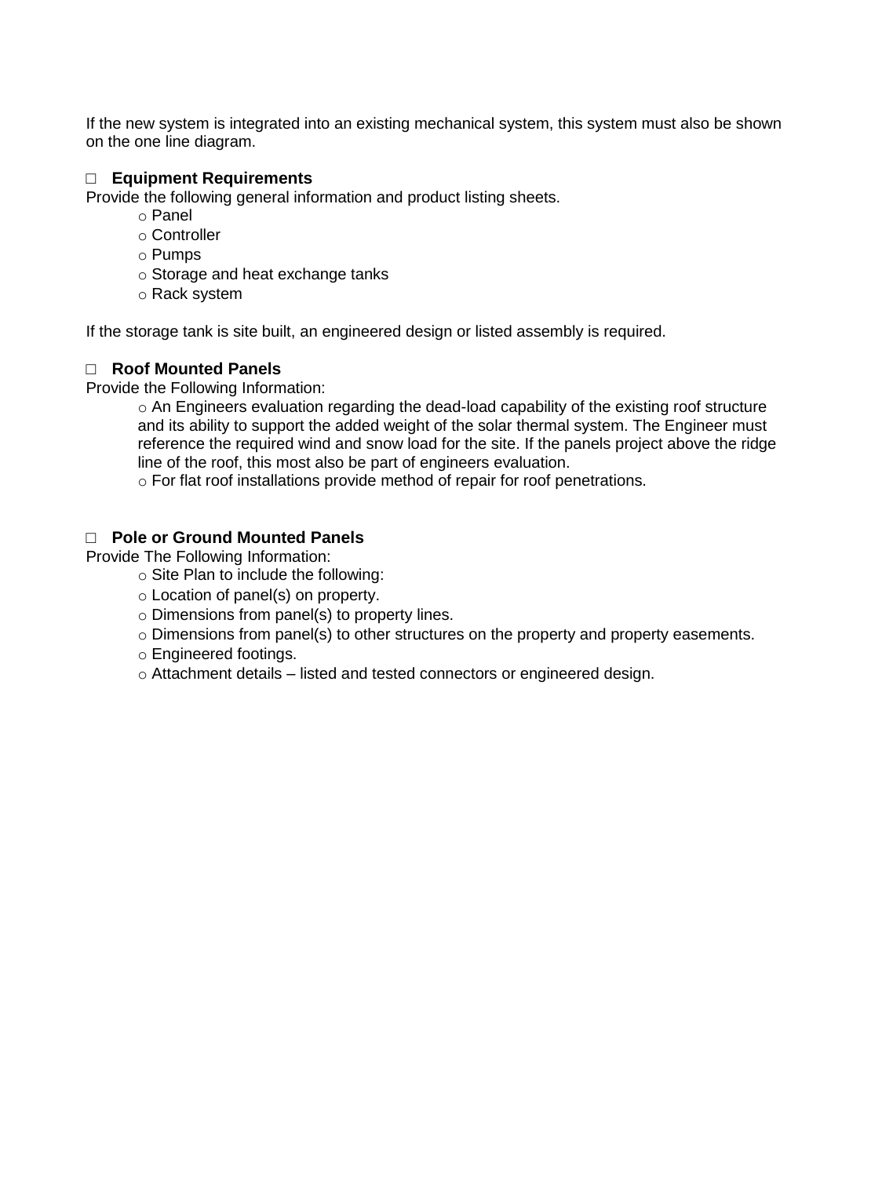If the new system is integrated into an existing mechanical system, this system must also be shown on the one line diagram.

□ **Equipment Requirements**

Provide the following general information and product listing sheets.

- o Panel
- o Controller
- o Pumps
- o Storage and heat exchange tanks
- o Rack system

If the storage tank is site built, an engineered design or listed assembly is required.

□ **Roof Mounted Panels**

Provide the Following Information:

- o An Engineers evaluation regarding the dead-load capability of the existing roof structure and its ability to support the added weight of the solar thermal system. The Engineer must reference the required wind and snow load for the site. If the panels project above the ridge line of the roof, this most also be part of engineers evaluation.
- o For flat roof installations provide method of repair for roof penetrations.

□ **Pole or Ground Mounted Panels**

Provide The Following Information:

- o Site Plan to include the following:
- o Location of panel(s) on property.
- o Dimensions from panel(s) to property lines.
- o Dimensions from panel(s) to other structures on the property and property easements.
- o Engineered footings.
- o Attachment details – listed and tested connectors or engineered design.